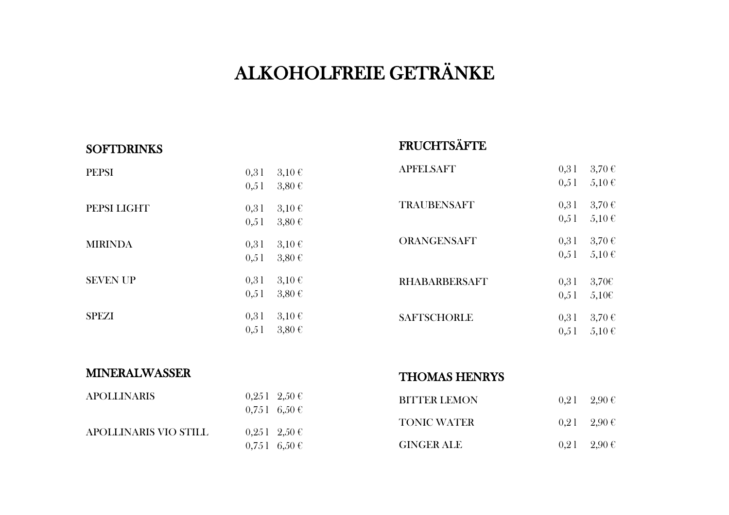# ALKOHOLFREIE GETRÄNKE

## SOFTDRINKS

| | | |
|---|---|---|
| PEPSI | 0,3 l | 3,10 € |
| | 0,5 l | 3,80 € |
| PEPSI LIGHT | 0,3 l | 3,10 € |
| | 0,5 l | 3,80 € |
| MIRINDA | 0,3 l | 3,10 € |
| | 0,5 l | 3,80 € |
| SEVEN UP | 0,3 l | 3,10 € |
| | 0,5 l | 3,80 € |
| SPEZI | 0,3 l | 3,10 € |
| | 0,5 l | 3,80 € |

## MINERALWASSER

| | | |
|---|---|---|
| APOLLINARIS | 0,25 l | 2,50 € |
| | 0,75 l | 6,50 € |
| APOLLINARIS VIO STILL | 0,25 l | 2,50 € |
| | 0,75 l | 6,50 € |

## FRUCHTSÄFTE

| | | |
|---|---|---|
| APFELSAFT | 0,3 l | 3,70 € |
| | 0,5 l | 5,10 € |
| TRAUBENSAFT | 0,3 l | 3,70 € |
| | 0,5 l | 5,10 € |
| ORANGENSAFT | 0,3 l | 3,70 € |
| | 0,5 l | 5,10 € |
| RHABARBERSAFT | 0,3 l | 3,70€ |
| | 0,5 l | 5,10€ |
| SAFTSCHORLE | 0,3 l | 3,70 € |
| | 0,5 l | 5,10 € |

## THOMAS HENRYS

| | | |
|---|---|---|
| BITTER LEMON | 0,2 l | 2,90 € |
| TONIC WATER | 0,2 l | 2,90 € |
| GINGER ALE | 0,2 l | 2,90 € |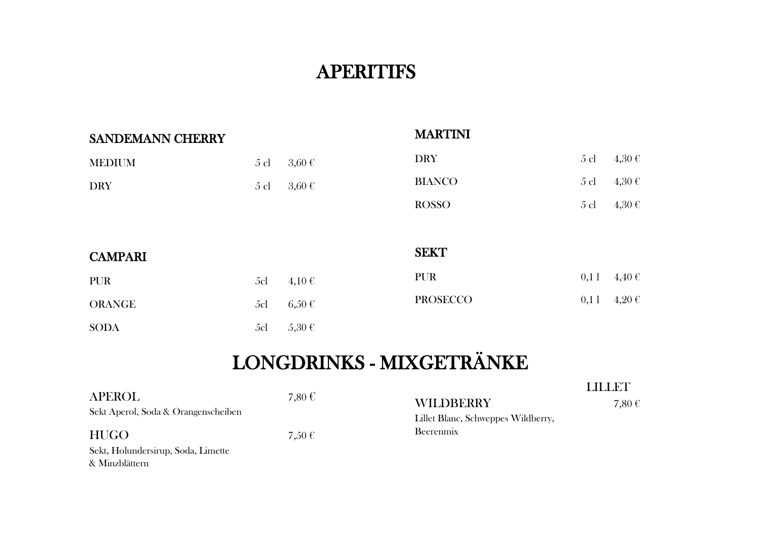# APERITIFS

## SANDEMANN CHERRY

| | | |
|---|---|---|
| MEDIUM | 5 cl | 3,60 € |
| DRY | 5 cl | 3,60 € |

## MARTINI

| | | |
|---|---|---|
| DRY | 5 cl | 4,30 € |
| BIANCO | 5 cl | 4,30 € |
| ROSSO | 5 cl | 4,30 € |

## CAMPARI

| | | |
|---|---|---|
| PUR | 5cl | 4,10 € |
| ORANGE | 5cl | 6,50 € |
| SODA | 5cl | 5,30 € |

## SEKT

| | | |
|---|---|---|
| PUR | 0,1 l | 4,40 € |
| PROSECCO | 0,1 l | 4,20 € |

# LONGDRINKS - MIXGETRÄNKE

**APEROL** 7,80 €
Sekt Aperol, Soda & Orangenscheiben

**HUGO** 7,50 €
Sekt, Holundersirup, Soda, Limette & Minzblättern

### LILLET

**WILDBERRY** 7,80 €
Lillet Blanc, Schweppes Wildberry, Beerenmix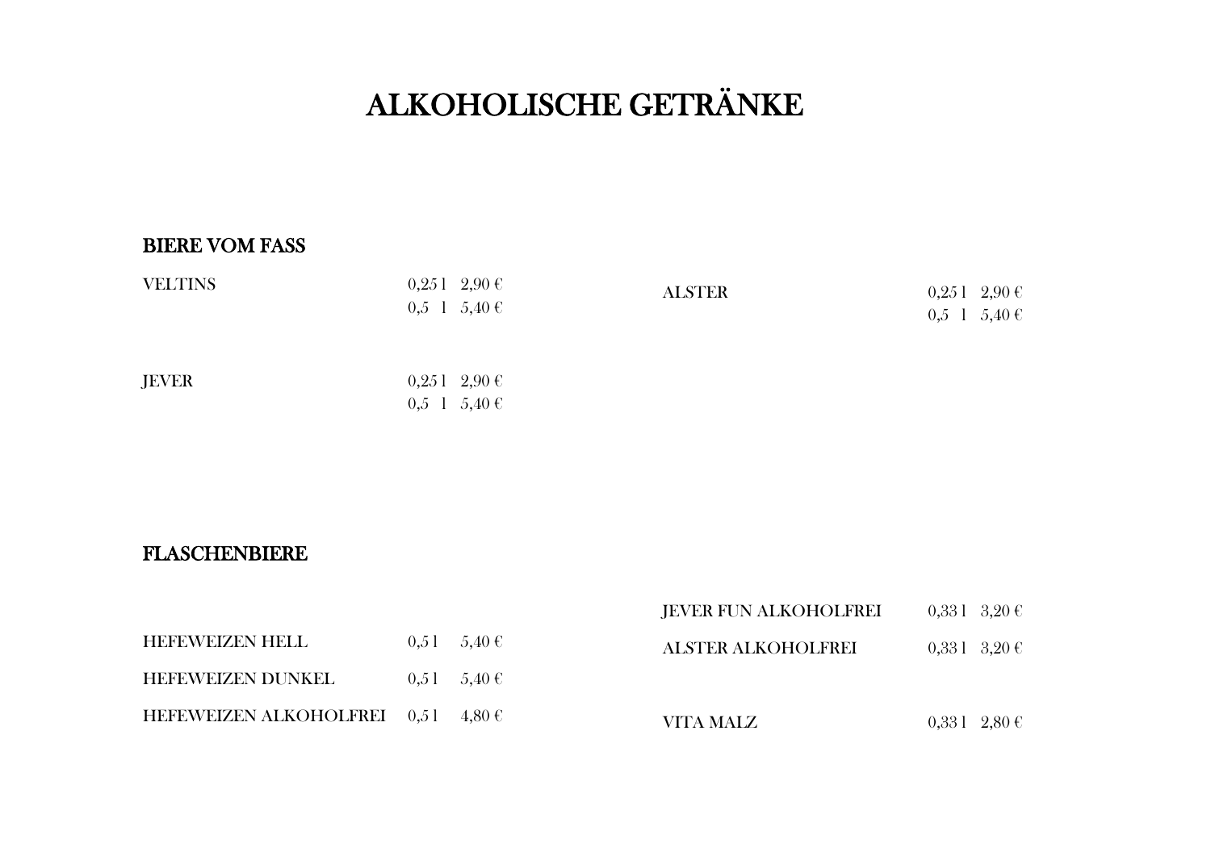# ALKOHOLISCHE GETRÄNKE

## BIERE VOM FASS

| | | |
|---|---|---|
| VELTINS | 0,25 l | 2,90 € |
| | 0,5 l | 5,40 € |
| JEVER | 0,25 l | 2,90 € |
| | 0,5 l | 5,40 € |
| ALSTER | 0,25 l | 2,90 € |
| | 0,5 l | 5,40 € |

## FLASCHENBIERE

| | | |
|---|---|---|
| HEFEWEIZEN HELL | 0,5 l | 5,40 € |
| HEFEWEIZEN DUNKEL | 0,5 l | 5,40 € |
| HEFEWEIZEN ALKOHOLFREI | 0,5 l | 4,80 € |
| JEVER FUN ALKOHOLFREI | 0,33 l | 3,20 € |
| ALSTER ALKOHOLFREI | 0,33 l | 3,20 € |
| VITA MALZ | 0,33 l | 2,80 € |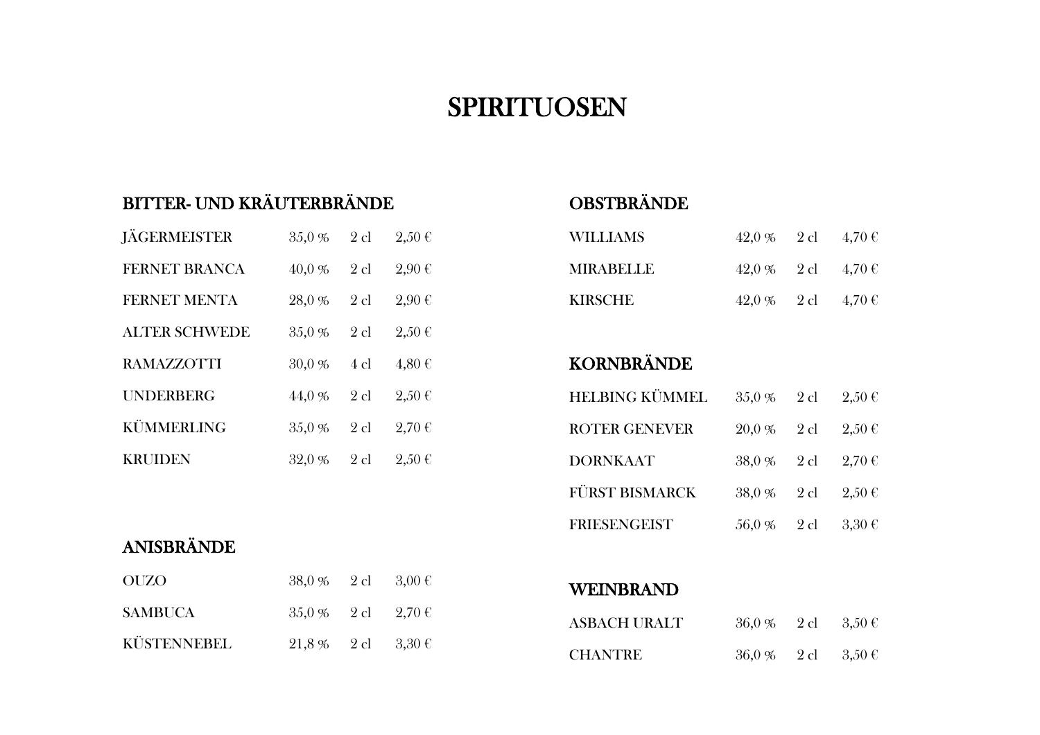# SPIRITUOSEN

## BITTER- UND KRÄUTERBRÄNDE

| | | | |
|---|---|---|---|
| JÄGERMEISTER | 35,0 % | 2 cl | 2,50 € |
| FERNET BRANCA | 40,0 % | 2 cl | 2,90 € |
| FERNET MENTA | 28,0 % | 2 cl | 2,90 € |
| ALTER SCHWEDE | 35,0 % | 2 cl | 2,50 € |
| RAMAZZOTTI | 30,0 % | 4 cl | 4,80 € |
| UNDERBERG | 44,0 % | 2 cl | 2,50 € |
| KÜMMERLING | 35,0 % | 2 cl | 2,70 € |
| KRUIDEN | 32,0 % | 2 cl | 2,50 € |

## ANISBRÄNDE

| | | | |
|---|---|---|---|
| OUZO | 38,0 % | 2 cl | 3,00 € |
| SAMBUCA | 35,0 % | 2 cl | 2,70 € |
| KÜSTENNEBEL | 21,8 % | 2 cl | 3,30 € |

## OBSTBRÄNDE

| | | | |
|---|---|---|---|
| WILLIAMS | 42,0 % | 2 cl | 4,70 € |
| MIRABELLE | 42,0 % | 2 cl | 4,70 € |
| KIRSCHE | 42,0 % | 2 cl | 4,70 € |

## KORNBRÄNDE

| | | | |
|---|---|---|---|
| HELBING KÜMMEL | 35,0 % | 2 cl | 2,50 € |
| ROTER GENEVER | 20,0 % | 2 cl | 2,50 € |
| DORNKAAT | 38,0 % | 2 cl | 2,70 € |
| FÜRST BISMARCK | 38,0 % | 2 cl | 2,50 € |
| FRIESENGEIST | 56,0 % | 2 cl | 3,30 € |

## WEINBRAND

| | | | |
|---|---|---|---|
| ASBACH URALT | 36,0 % | 2 cl | 3,50 € |
| CHANTRE | 36,0 % | 2 cl | 3,50 € |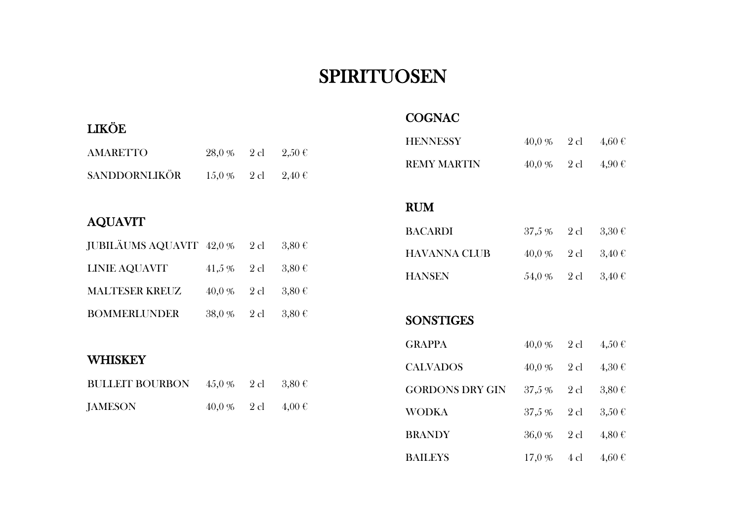# SPIRITUOSEN

## LIKÖE

| | | | |
|---|---|---|---|
| AMARETTO | 28,0 % | 2 cl | 2,50 € |
| SANDDORNLIKÖR | 15,0 % | 2 cl | 2,40 € |

## AQUAVIT

| | | | |
|---|---|---|---|
| JUBILÄUMS AQUAVIT | 42,0 % | 2 cl | 3,80 € |
| LINIE AQUAVIT | 41,5 % | 2 cl | 3,80 € |
| MALTESER KREUZ | 40,0 % | 2 cl | 3,80 € |
| BOMMERLUNDER | 38,0 % | 2 cl | 3,80 € |

## WHISKEY

| | | | |
|---|---|---|---|
| BULLEIT BOURBON | 45,0 % | 2 cl | 3,80 € |
| JAMESON | 40,0 % | 2 cl | 4,00 € |

## COGNAC

| | | | |
|---|---|---|---|
| HENNESSY | 40,0 % | 2 cl | 4,60 € |
| REMY MARTIN | 40,0 % | 2 cl | 4,90 € |

## RUM

| | | | |
|---|---|---|---|
| BACARDI | 37,5 % | 2 cl | 3,30 € |
| HAVANNA CLUB | 40,0 % | 2 cl | 3,40 € |
| HANSEN | 54,0 % | 2 cl | 3,40 € |

## SONSTIGES

| | | | |
|---|---|---|---|
| GRAPPA | 40,0 % | 2 cl | 4,50 € |
| CALVADOS | 40,0 % | 2 cl | 4,30 € |
| GORDONS DRY GIN | 37,5 % | 2 cl | 3,80 € |
| WODKA | 37,5 % | 2 cl | 3,50 € |
| BRANDY | 36,0 % | 2 cl | 4,80 € |
| BAILEYS | 17,0 % | 4 cl | 4,60 € |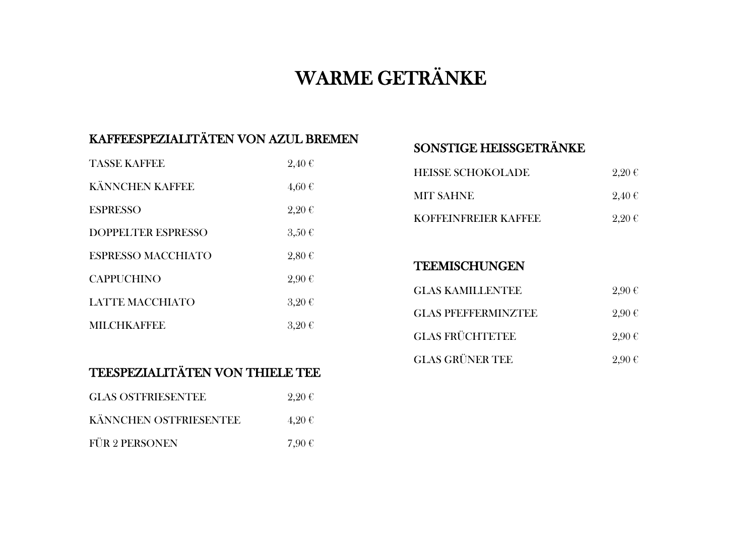# WARME GETRÄNKE

## KAFFEESPEZIALITÄTEN VON AZUL BREMEN

| | |
|---|---|
| TASSE KAFFEE | 2,40 € |
| KÄNNCHEN KAFFEE | 4,60 € |
| ESPRESSO | 2,20 € |
| DOPPELTER ESPRESSO | 3,50 € |
| ESPRESSO MACCHIATO | 2,80 € |
| CAPPUCHINO | 2,90 € |
| LATTE MACCHIATO | 3,20 € |
| MILCHKAFFEE | 3,20 € |

## TEESPEZIALITÄTEN VON THIELE TEE

| | |
|---|---|
| GLAS OSTFRIESENTEE | 2,20 € |
| KÄNNCHEN OSTFRIESENTEE | 4,20 € |
| FÜR 2 PERSONEN | 7,90 € |

## SONSTIGE HEISSGETRÄNKE

| | |
|---|---|
| HEISSE SCHOKOLADE | 2,20 € |
| MIT SAHNE | 2,40 € |
| KOFFEINFREIER KAFFEE | 2,20 € |

## TEEMISCHUNGEN

| | |
|---|---|
| GLAS KAMILLENTEE | 2,90 € |
| GLAS PFEFFERMINZTEE | 2,90 € |
| GLAS FRÜCHTETEE | 2,90 € |
| GLAS GRÜNER TEE | 2,90 € |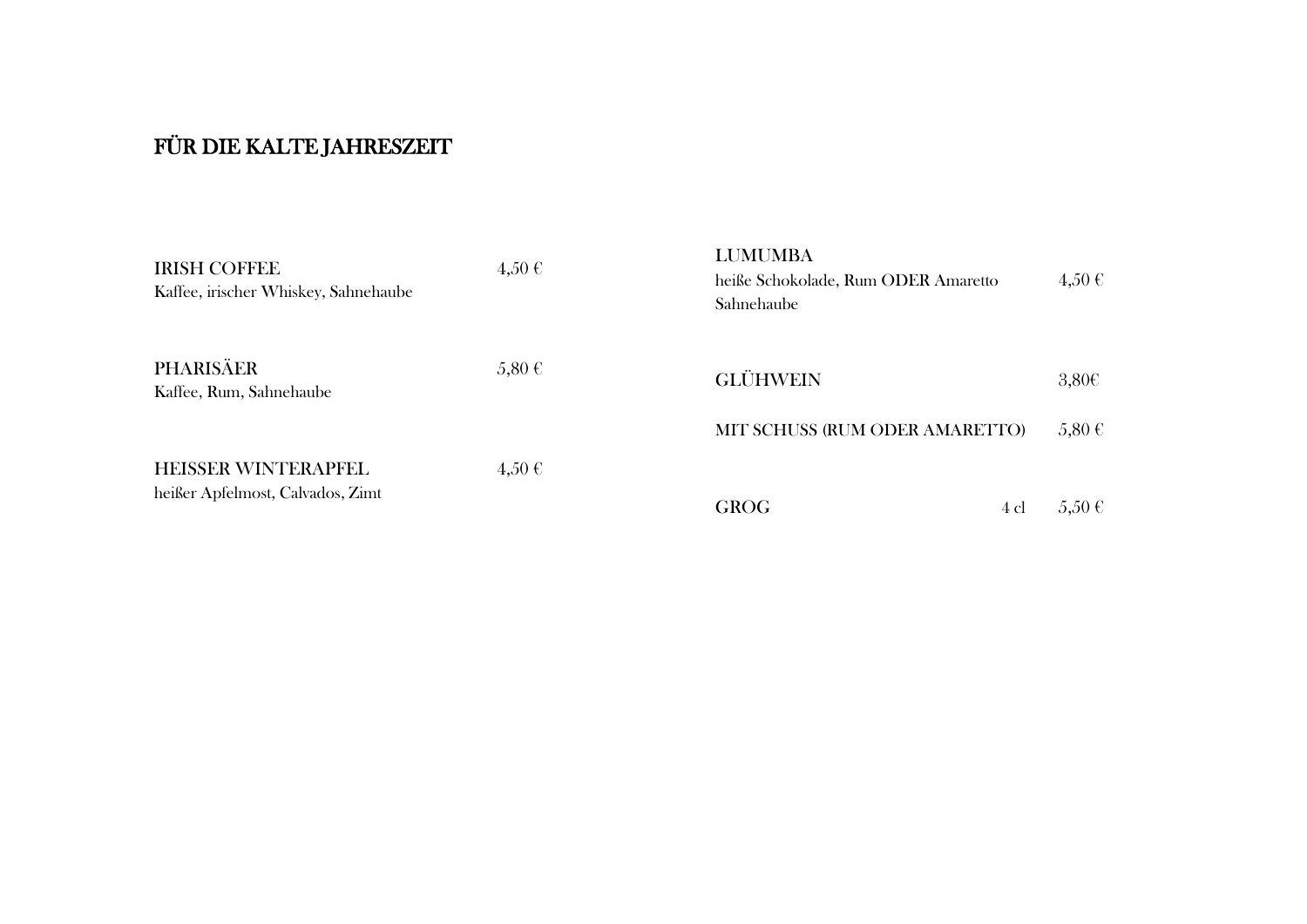# FÜR DIE KALTE JAHRESZEIT

**IRISH COFFEE** 4,50 €
Kaffee, irischer Whiskey, Sahnehaube

**PHARISÄER** 5,80 €
Kaffee, Rum, Sahnehaube

**HEISSER WINTERAPFEL** 4,50 €
heißer Apfelmost, Calvados, Zimt

**LUMUMBA**
heiße Schokolade, Rum ODER Amaretto 4,50 €
Sahnehaube

**GLÜHWEIN** 3,80€

MIT SCHUSS (RUM ODER AMARETTO) 5,80 €

**GROG** 4 cl 5,50 €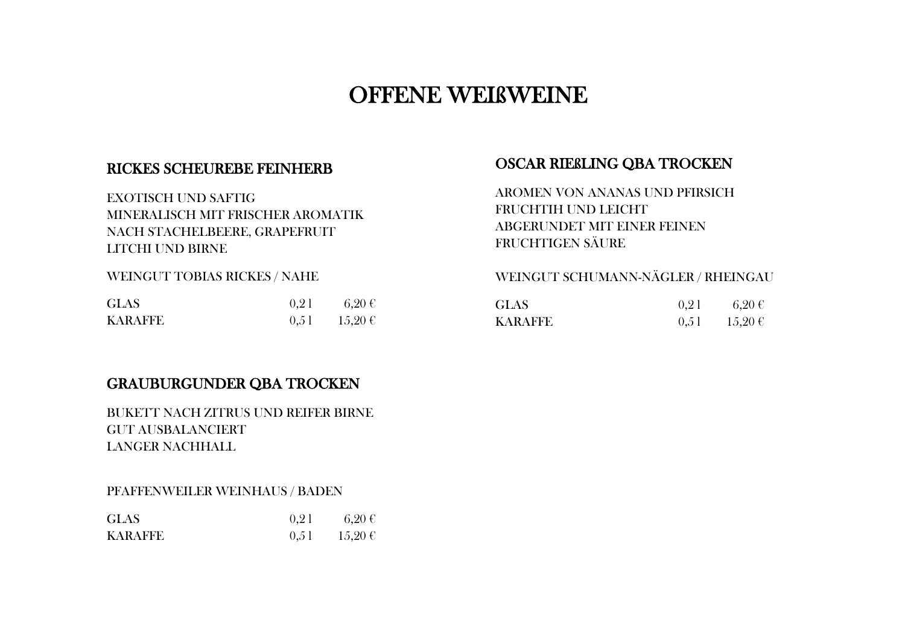# OFFENE WEIßWEINE

## RICKES SCHEUREBE FEINHERB

EXOTISCH UND SAFTIG
MINERALISCH MIT FRISCHER AROMATIK
NACH STACHELBEERE, GRAPEFRUIT
LITCHI UND BIRNE

WEINGUT TOBIAS RICKES / NAHE

| | | |
|---|---|---|
| GLAS | 0,2 l | 6,20 € |
| KARAFFE | 0,5 l | 15,20 € |

## OSCAR RIEßLING QBA TROCKEN

AROMEN VON ANANAS UND PFIRSICH
FRUCHTIH UND LEICHT
ABGERUNDET MIT EINER FEINEN
FRUCHTIGEN SÄURE

WEINGUT SCHUMANN-NÄGLER / RHEINGAU

| | | |
|---|---|---|
| GLAS | 0,2 l | 6,20 € |
| KARAFFE | 0,5 l | 15,20 € |

## GRAUBURGUNDER QBA TROCKEN

BUKETT NACH ZITRUS UND REIFER BIRNE
GUT AUSBALANCIERT
LANGER NACHHALL

PFAFFENWEILER WEINHAUS / BADEN

| | | |
|---|---|---|
| GLAS | 0,2 l | 6,20 € |
| KARAFFE | 0,5 l | 15,20 € |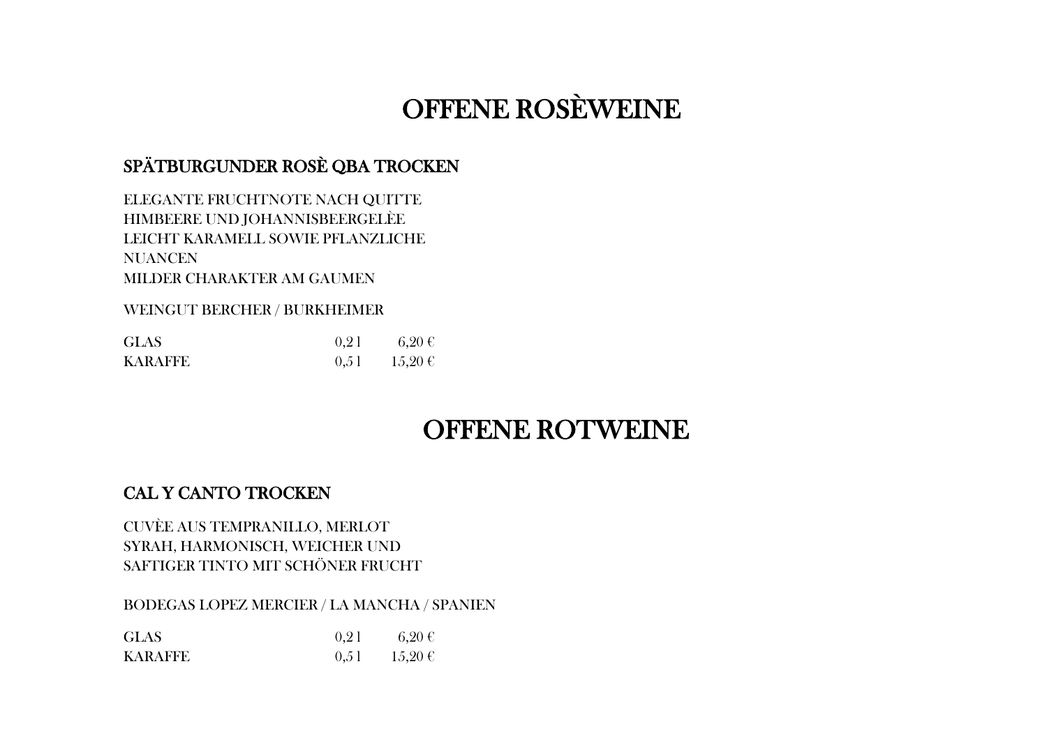# OFFENE ROSÈWEINE

## SPÄTBURGUNDER ROSÈ QBA TROCKEN

ELEGANTE FRUCHTNOTE NACH QUITTE
HIMBEERE UND JOHANNISBEERGELÈE
LEICHT KARAMELL SOWIE PFLANZLICHE
NUANCEN
MILDER CHARAKTER AM GAUMEN

WEINGUT BERCHER / BURKHEIMER

| | | |
|---|---|---|
| GLAS | 0,2 l | 6,20 € |
| KARAFFE | 0,5 l | 15,20 € |

# OFFENE ROTWEINE

## CAL Y CANTO TROCKEN

CUVÈE AUS TEMPRANILLO, MERLOT
SYRAH, HARMONISCH, WEICHER UND
SAFTIGER TINTO MIT SCHÖNER FRUCHT

BODEGAS LOPEZ MERCIER / LA MANCHA / SPANIEN

| | | |
|---|---|---|
| GLAS | 0,2 l | 6,20 € |
| KARAFFE | 0,5 l | 15,20 € |